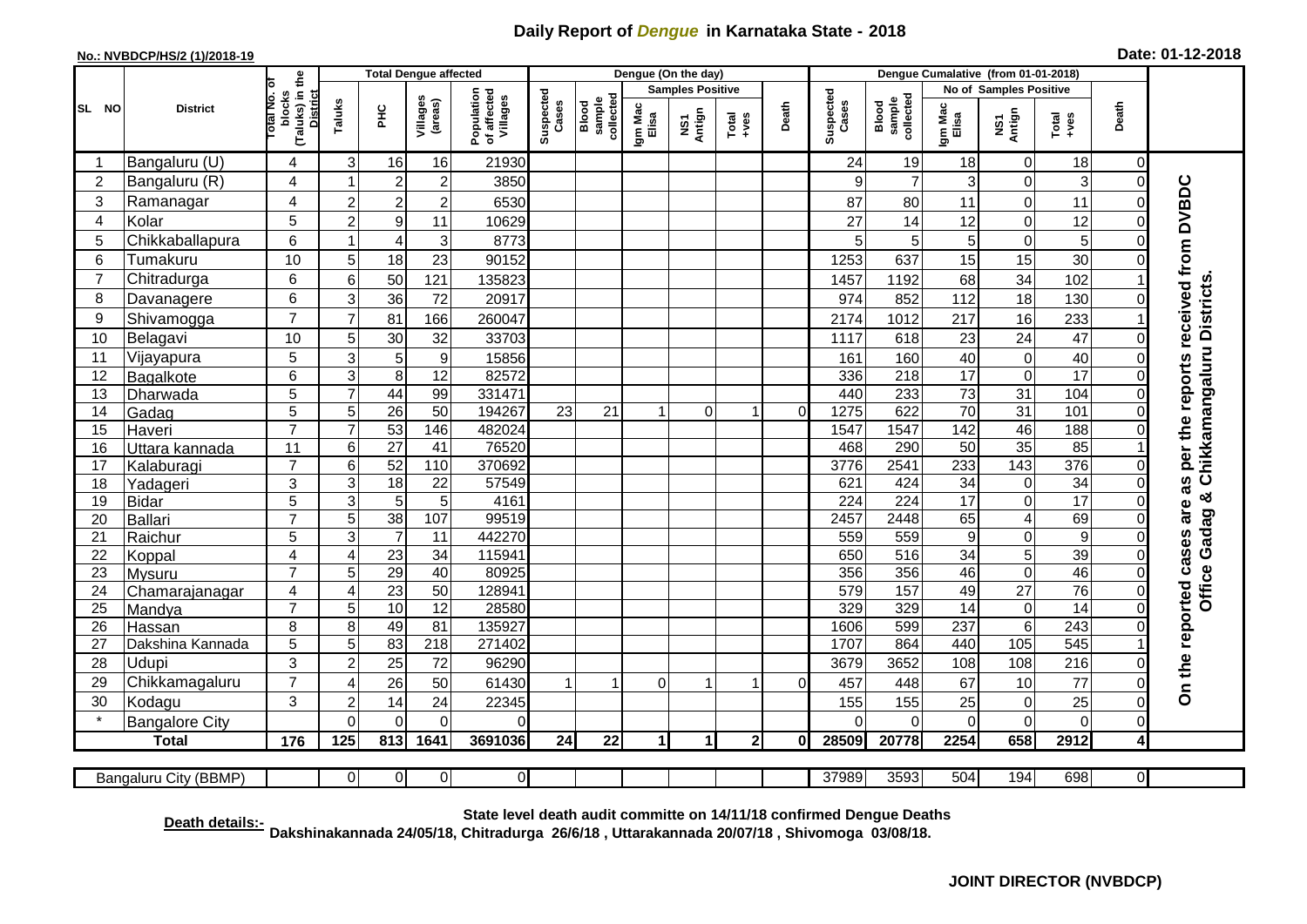# Daily Report of *Dengue* in Karnataka State - 2018

**No.: NVBDCP/HS/2 (1)/2018-19**

**Date: 01-12-2018**

| SL NO | District | Total No. of blocks (Taluks) in the District | Total Dengue affected | | | | Dengue (On the day) | | | | | | | Dengue Cumalative (from 01-01-2018) | | | | | | | |
|---|---|---|---|---|---|---|---|---|---|---|---|---|---|---|---|---|---|---|---|---|
| | | | Taluks | PHC | Villages (areas) | Population of affected Villages | Suspected Cases | Blood sample collected | Samples Positive | | | Death | Suspected Cases | Blood sample collected | No of Samples Positive | | | Death | |
| | | | | | | | | | Igm Mac Elisa | NS1 Antign | Total +ves | | | | Igm Mac Elisa | NS1 Antign | Total +ves | | |
| 1 | Bangaluru (U) | 4 | 3 | 16 | 16 | 21930 | | | | | | | 24 | 19 | 18 | 0 | 18 | 0 | On the reported cases are as per the reports received from DVBDC Office Gadag & Chikkamangaluru Districts. |
| 2 | Bangaluru (R) | 4 | 1 | 2 | 2 | 3850 | | | | | | | 9 | 7 | 3 | 0 | 3 | 0 | |
| 3 | Ramanagar | 4 | 2 | 2 | 2 | 6530 | | | | | | | 87 | 80 | 11 | 0 | 11 | 0 | |
| 4 | Kolar | 5 | 2 | 9 | 11 | 10629 | | | | | | | 27 | 14 | 12 | 0 | 12 | 0 | |
| 5 | Chikkaballapura | 6 | 1 | 4 | 3 | 8773 | | | | | | | 5 | 5 | 5 | 0 | 5 | 0 | |
| 6 | Tumakuru | 10 | 5 | 18 | 23 | 90152 | | | | | | | 1253 | 637 | 15 | 15 | 30 | 0 | |
| 7 | Chitradurga | 6 | 6 | 50 | 121 | 135823 | | | | | | | 1457 | 1192 | 68 | 34 | 102 | 1 | |
| 8 | Davanagere | 6 | 3 | 36 | 72 | 20917 | | | | | | | 974 | 852 | 112 | 18 | 130 | 0 | |
| 9 | Shivamogga | 7 | 7 | 81 | 166 | 260047 | | | | | | | 2174 | 1012 | 217 | 16 | 233 | 1 | |
| 10 | Belagavi | 10 | 5 | 30 | 32 | 33703 | | | | | | | 1117 | 618 | 23 | 24 | 47 | 0 | |
| 11 | Vijayapura | 5 | 3 | 5 | 9 | 15856 | | | | | | | 161 | 160 | 40 | 0 | 40 | 0 | |
| 12 | Bagalkote | 6 | 3 | 8 | 12 | 82572 | | | | | | | 336 | 218 | 17 | 0 | 17 | 0 | |
| 13 | Dharwada | 5 | 7 | 44 | 99 | 331471 | | | | | | | 440 | 233 | 73 | 31 | 104 | 0 | |
| 14 | Gadag | 5 | 5 | 26 | 50 | 194267 | 23 | 21 | 1 | 0 | 1 | 0 | 1275 | 622 | 70 | 31 | 101 | 0 | |
| 15 | Haveri | 7 | 7 | 53 | 146 | 482024 | | | | | | | 1547 | 1547 | 142 | 46 | 188 | 0 | |
| 16 | Uttara kannada | 11 | 6 | 27 | 41 | 76520 | | | | | | | 468 | 290 | 50 | 35 | 85 | 1 | |
| 17 | Kalaburagi | 7 | 6 | 52 | 110 | 370692 | | | | | | | 3776 | 2541 | 233 | 143 | 376 | 0 | |
| 18 | Yadageri | 3 | 3 | 18 | 22 | 57549 | | | | | | | 621 | 424 | 34 | 0 | 34 | 0 | |
| 19 | Bidar | 5 | 3 | 5 | 5 | 4161 | | | | | | | 224 | 224 | 17 | 0 | 17 | 0 | |
| 20 | Ballari | 7 | 5 | 38 | 107 | 99519 | | | | | | | 2457 | 2448 | 65 | 4 | 69 | 0 | |
| 21 | Raichur | 5 | 3 | 7 | 11 | 442270 | | | | | | | 559 | 559 | 9 | 0 | 9 | 0 | |
| 22 | Koppal | 4 | 4 | 23 | 34 | 115941 | | | | | | | 650 | 516 | 34 | 5 | 39 | 0 | |
| 23 | Mysuru | 7 | 5 | 29 | 40 | 80925 | | | | | | | 356 | 356 | 46 | 0 | 46 | 0 | |
| 24 | Chamarajanagar | 4 | 4 | 23 | 50 | 128941 | | | | | | | 579 | 157 | 49 | 27 | 76 | 0 | |
| 25 | Mandya | 7 | 5 | 10 | 12 | 28580 | | | | | | | 329 | 329 | 14 | 0 | 14 | 0 | |
| 26 | Hassan | 8 | 8 | 49 | 81 | 135927 | | | | | | | 1606 | 599 | 237 | 6 | 243 | 0 | |
| 27 | Dakshina Kannada | 5 | 5 | 83 | 218 | 271402 | | | | | | | 1707 | 864 | 440 | 105 | 545 | 1 | |
| 28 | Udupi | 3 | 2 | 25 | 72 | 96290 | | | | | | | 3679 | 3652 | 108 | 108 | 216 | 0 | |
| 29 | Chikkamagaluru | 7 | 4 | 26 | 50 | 61430 | 1 | 1 | 0 | 1 | 1 | 0 | 457 | 448 | 67 | 10 | 77 | 0 | |
| 30 | Kodagu | 3 | 2 | 14 | 24 | 22345 | | | | | | | 155 | 155 | 25 | 0 | 25 | 0 | |
| * | Bangalore City | | 0 | 0 | 0 | 0 | | | | | | | 0 | 0 | 0 | 0 | 0 | 0 | |
| **Total** | | **176** | **125** | **813** | **1641** | **3691036** | **24** | **22** | **1** | **1** | **2** | **0** | **28509** | **20778** | **2254** | **658** | **2912** | **4** | |

| Bangaluru City (BBMP) | | 0 | 0 | 0 | 0 | | | | | | | 37989 | 3593 | 504 | 194 | 698 | 0 |
|---|---|---|---|---|---|---|---|---|---|---|---|---|---|---|---|---|---|

**Death details:-** **State level death audit committe on 14/11/18 confirmed Dengue Deaths Dakshinakannada 24/05/18, Chitradurga 26/6/18 , Uttarakannada 20/07/18 , Shivomoga 03/08/18.**

**JOINT DIRECTOR (NVBDCP)**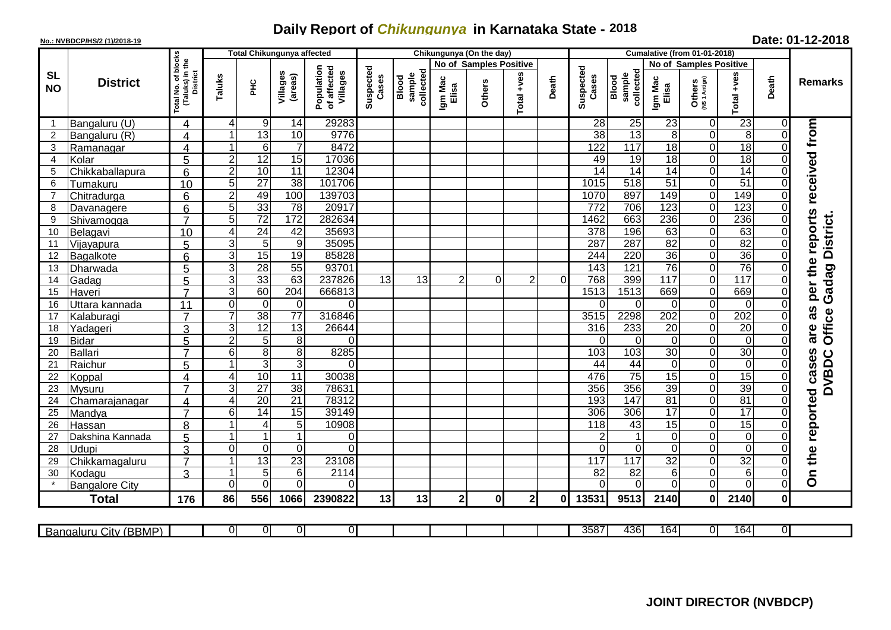# Daily Report of *Chikungunya* in Karnataka State - 2018

**No.: NVBDCP/HS/2 (1)/2018-19**

**Date: 01-12-2018**

| SL NO | District | Total No. of blocks (Taluks) in the District | Total Chikungunya affected | | | | Chikungunya (On the day) | | | | | | | Cumalative (from 01-01-2018) | | | | | | | Remarks |
|---|---|---|---|---|---|---|---|---|---|---|---|---|---|---|---|---|---|---|---|---|---|
| | | | Taluks | PHC | Villages (areas) | Population of affected Villages | Suspected Cases | Blood sample collected | No of Samples Positive | | | Death | Suspected Cases | Blood sample collected | No of Samples Positive | | | Death | |
| | | | | | | | | | Igm Mac Elisa | Others | Total +ves | | | | Igm Mac Elisa | Others (NS 1 Antign) | Total +ves | | |
| 1 | Bangaluru (U) | 4 | 4 | 9 | 14 | 29283 | | | | | | | 28 | 25 | 23 | 0 | 23 | 0 | On the reported cases are as per the reports received from DVBDC Office Gadag District. |
| 2 | Bangaluru (R) | 4 | 1 | 13 | 10 | 9776 | | | | | | | 38 | 13 | 8 | 0 | 8 | 0 | |
| 3 | Ramanagar | 4 | 1 | 6 | 7 | 8472 | | | | | | | 122 | 117 | 18 | 0 | 18 | 0 | |
| 4 | Kolar | 5 | 2 | 12 | 15 | 17036 | | | | | | | 49 | 19 | 18 | 0 | 18 | 0 | |
| 5 | Chikkaballapura | 6 | 2 | 10 | 11 | 12304 | | | | | | | 14 | 14 | 14 | 0 | 14 | 0 | |
| 6 | Tumakuru | 10 | 5 | 27 | 38 | 101706 | | | | | | | 1015 | 518 | 51 | 0 | 51 | 0 | |
| 7 | Chitradurga | 6 | 2 | 49 | 100 | 139703 | | | | | | | 1070 | 897 | 149 | 0 | 149 | 0 | |
| 8 | Davanagere | 6 | 5 | 33 | 78 | 20917 | | | | | | | 772 | 706 | 123 | 0 | 123 | 0 | |
| 9 | Shivamogga | 7 | 5 | 72 | 172 | 282634 | | | | | | | 1462 | 663 | 236 | 0 | 236 | 0 | |
| 10 | Belagavi | 10 | 4 | 24 | 42 | 35693 | | | | | | | 378 | 196 | 63 | 0 | 63 | 0 | |
| 11 | Vijayapura | 5 | 3 | 5 | 9 | 35095 | | | | | | | 287 | 287 | 82 | 0 | 82 | 0 | |
| 12 | Bagalkote | 6 | 3 | 15 | 19 | 85828 | | | | | | | 244 | 220 | 36 | 0 | 36 | 0 | |
| 13 | Dharwada | 5 | 3 | 28 | 55 | 93701 | | | | | | | 143 | 121 | 76 | 0 | 76 | 0 | |
| 14 | Gadag | 5 | 3 | 33 | 63 | 237826 | 13 | 13 | 2 | 0 | 2 | 0 | 768 | 399 | 117 | 0 | 117 | 0 | |
| 15 | Haveri | 7 | 3 | 60 | 204 | 666813 | | | | | | | 1513 | 1513 | 669 | 0 | 669 | 0 | |
| 16 | Uttara kannada | 11 | 0 | 0 | 0 | 0 | | | | | | | 0 | 0 | 0 | 0 | 0 | 0 | |
| 17 | Kalaburagi | 7 | 7 | 38 | 77 | 316846 | | | | | | | 3515 | 2298 | 202 | 0 | 202 | 0 | |
| 18 | Yadageri | 3 | 3 | 12 | 13 | 26644 | | | | | | | 316 | 233 | 20 | 0 | 20 | 0 | |
| 19 | Bidar | 5 | 2 | 5 | 8 | 0 | | | | | | | 0 | 0 | 0 | 0 | 0 | 0 | |
| 20 | Ballari | 7 | 6 | 8 | 8 | 8285 | | | | | | | 103 | 103 | 30 | 0 | 30 | 0 | |
| 21 | Raichur | 5 | 1 | 3 | 3 | 0 | | | | | | | 44 | 44 | 0 | 0 | 0 | 0 | |
| 22 | Koppal | 4 | 4 | 10 | 11 | 30038 | | | | | | | 476 | 75 | 15 | 0 | 15 | 0 | |
| 23 | Mysuru | 7 | 3 | 27 | 38 | 78631 | | | | | | | 356 | 356 | 39 | 0 | 39 | 0 | |
| 24 | Chamarajanagar | 4 | 4 | 20 | 21 | 78312 | | | | | | | 193 | 147 | 81 | 0 | 81 | 0 | |
| 25 | Mandya | 7 | 6 | 14 | 15 | 39149 | | | | | | | 306 | 306 | 17 | 0 | 17 | 0 | |
| 26 | Hassan | 8 | 1 | 4 | 5 | 10908 | | | | | | | 118 | 43 | 15 | 0 | 15 | 0 | |
| 27 | Dakshina Kannada | 5 | 1 | 1 | 1 | 0 | | | | | | | 2 | 1 | 0 | 0 | 0 | 0 | |
| 28 | Udupi | 3 | 0 | 0 | 0 | 0 | | | | | | | 0 | 0 | 0 | 0 | 0 | 0 | |
| 29 | Chikkamagaluru | 7 | 1 | 13 | 23 | 23108 | | | | | | | 117 | 117 | 32 | 0 | 32 | 0 | |
| 30 | Kodagu | 3 | 1 | 5 | 6 | 2114 | | | | | | | 82 | 82 | 6 | 0 | 6 | 0 | |
| * | Bangalore City | | 0 | 0 | 0 | 0 | | | | | | | 0 | 0 | 0 | 0 | 0 | 0 | |
| **Total** | | **176** | **86** | **556** | **1066** | **2390822** | **13** | **13** | **2** | **0** | **2** | **0** | **13531** | **9513** | **2140** | **0** | **2140** | **0** | |

| Bangaluru City (BBMP) | | 0 | 0 | 0 | 0 | | | | | | | 3587 | 436 | 164 | 0 | 164 | 0 | |
|---|---|---|---|---|---|---|---|---|---|---|---|---|---|---|---|---|---|---|

**JOINT DIRECTOR (NVBDCP)**